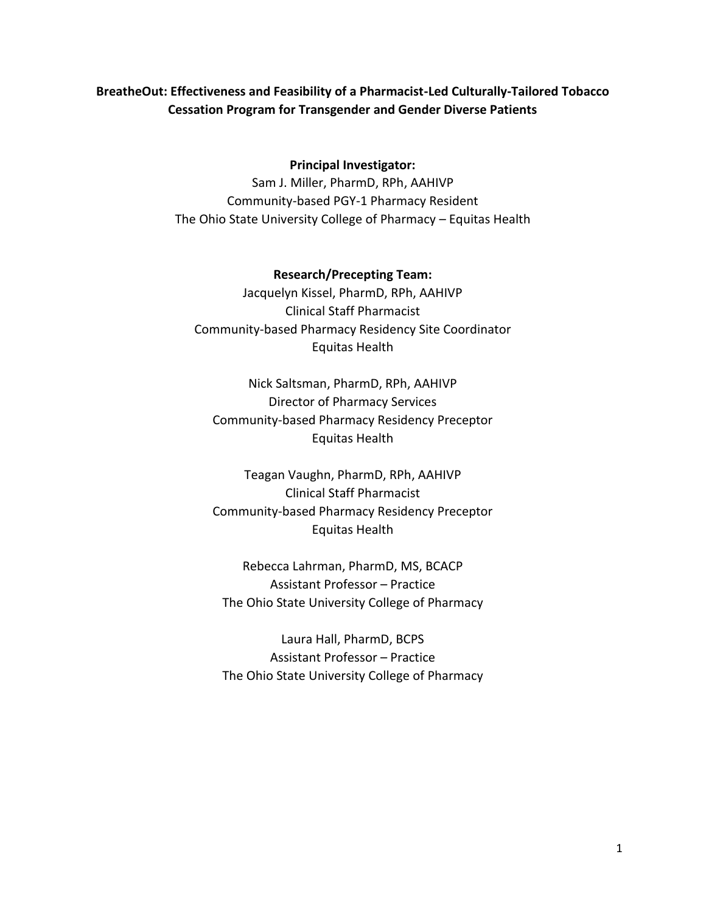# BreatheOut: Effectiveness and Feasibility of a Pharmacist-Led Culturally-Tailored Tobacco Cessation Program for Transgender and Gender Diverse Patients

**Principal Investigator:**

Sam J. Miller, PharmD, RPh, AAHIVP
Community-based PGY-1 Pharmacy Resident
The Ohio State University College of Pharmacy – Equitas Health

**Research/Precepting Team:**

Jacquelyn Kissel, PharmD, RPh, AAHIVP
Clinical Staff Pharmacist
Community-based Pharmacy Residency Site Coordinator
Equitas Health

Nick Saltsman, PharmD, RPh, AAHIVP
Director of Pharmacy Services
Community-based Pharmacy Residency Preceptor
Equitas Health

Teagan Vaughn, PharmD, RPh, AAHIVP
Clinical Staff Pharmacist
Community-based Pharmacy Residency Preceptor
Equitas Health

Rebecca Lahrman, PharmD, MS, BCACP
Assistant Professor – Practice
The Ohio State University College of Pharmacy

Laura Hall, PharmD, BCPS
Assistant Professor – Practice
The Ohio State University College of Pharmacy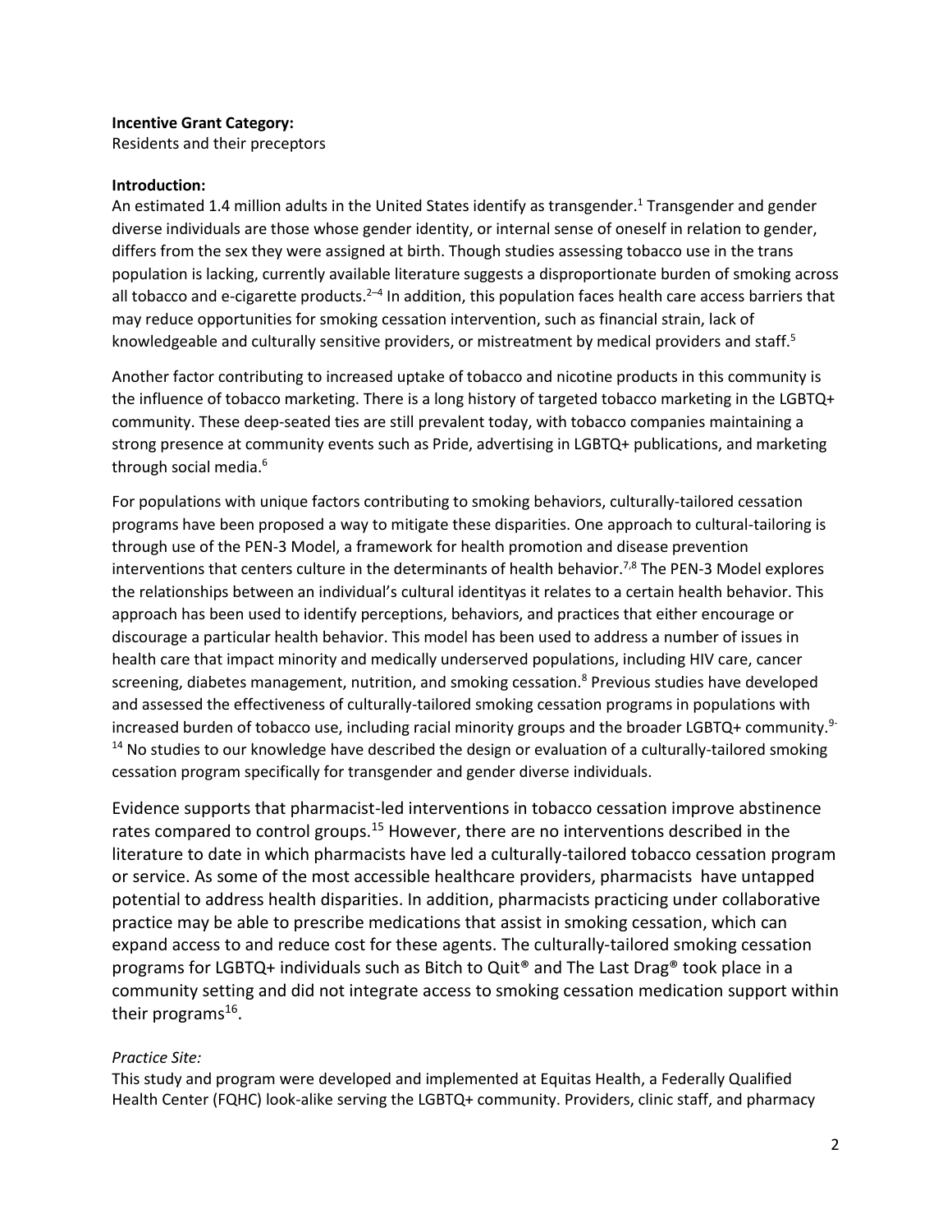**Incentive Grant Category:**
Residents and their preceptors

**Introduction:**
An estimated 1.4 million adults in the United States identify as transgender.[1] Transgender and gender diverse individuals are those whose gender identity, or internal sense of oneself in relation to gender, differs from the sex they were assigned at birth. Though studies assessing tobacco use in the trans population is lacking, currently available literature suggests a disproportionate burden of smoking across all tobacco and e-cigarette products.[2–4] In addition, this population faces health care access barriers that may reduce opportunities for smoking cessation intervention, such as financial strain, lack of knowledgeable and culturally sensitive providers, or mistreatment by medical providers and staff.[5]

Another factor contributing to increased uptake of tobacco and nicotine products in this community is the influence of tobacco marketing. There is a long history of targeted tobacco marketing in the LGBTQ+ community. These deep-seated ties are still prevalent today, with tobacco companies maintaining a strong presence at community events such as Pride, advertising in LGBTQ+ publications, and marketing through social media.[6]

For populations with unique factors contributing to smoking behaviors, culturally-tailored cessation programs have been proposed a way to mitigate these disparities. One approach to cultural-tailoring is through use of the PEN-3 Model, a framework for health promotion and disease prevention interventions that centers culture in the determinants of health behavior.[7,8] The PEN-3 Model explores the relationships between an individual's cultural identityas it relates to a certain health behavior. This approach has been used to identify perceptions, behaviors, and practices that either encourage or discourage a particular health behavior. This model has been used to address a number of issues in health care that impact minority and medically underserved populations, including HIV care, cancer screening, diabetes management, nutrition, and smoking cessation.[8] Previous studies have developed and assessed the effectiveness of culturally-tailored smoking cessation programs in populations with increased burden of tobacco use, including racial minority groups and the broader LGBTQ+ community.[9-14] No studies to our knowledge have described the design or evaluation of a culturally-tailored smoking cessation program specifically for transgender and gender diverse individuals.

Evidence supports that pharmacist-led interventions in tobacco cessation improve abstinence rates compared to control groups.[15] However, there are no interventions described in the literature to date in which pharmacists have led a culturally-tailored tobacco cessation program or service. As some of the most accessible healthcare providers, pharmacists have untapped potential to address health disparities. In addition, pharmacists practicing under collaborative practice may be able to prescribe medications that assist in smoking cessation, which can expand access to and reduce cost for these agents. The culturally-tailored smoking cessation programs for LGBTQ+ individuals such as Bitch to Quit® and The Last Drag® took place in a community setting and did not integrate access to smoking cessation medication support within their programs[16].

*Practice Site:*
This study and program were developed and implemented at Equitas Health, a Federally Qualified Health Center (FQHC) look-alike serving the LGBTQ+ community. Providers, clinic staff, and pharmacy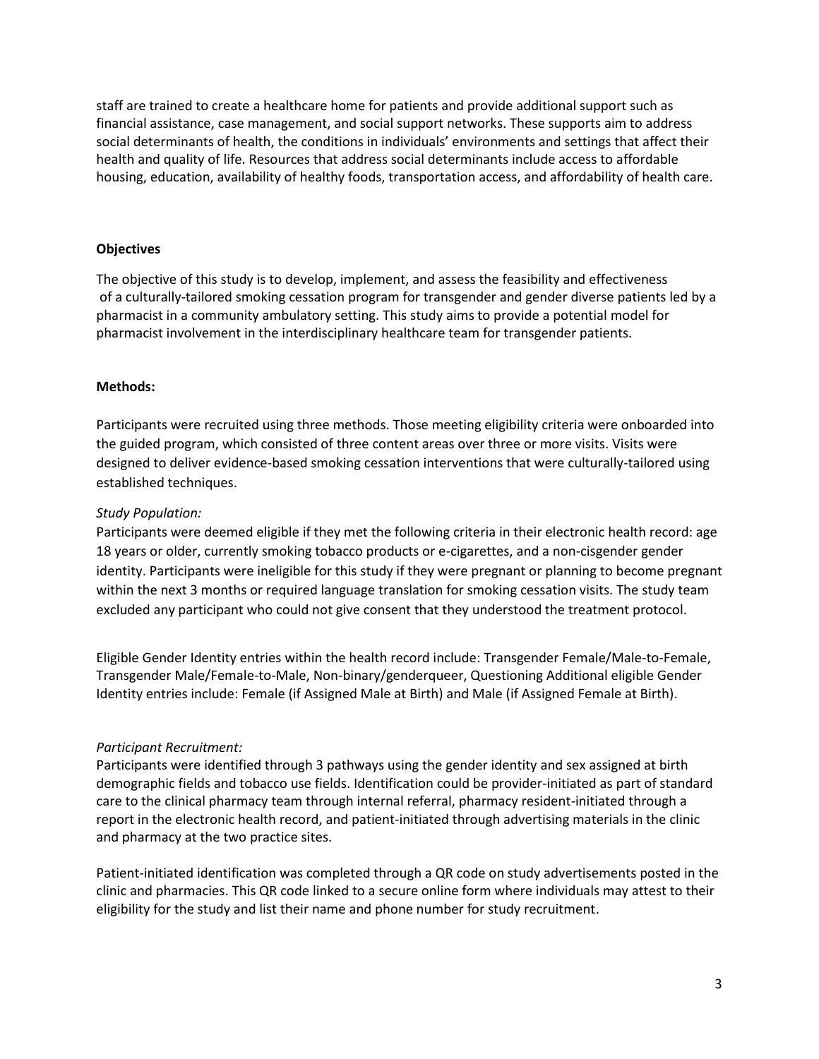staff are trained to create a healthcare home for patients and provide additional support such as financial assistance, case management, and social support networks. These supports aim to address social determinants of health, the conditions in individuals' environments and settings that affect their health and quality of life. Resources that address social determinants include access to affordable housing, education, availability of healthy foods, transportation access, and affordability of health care.

**Objectives**

The objective of this study is to develop, implement, and assess the feasibility and effectiveness of a culturally-tailored smoking cessation program for transgender and gender diverse patients led by a pharmacist in a community ambulatory setting. This study aims to provide a potential model for pharmacist involvement in the interdisciplinary healthcare team for transgender patients.

**Methods:**

Participants were recruited using three methods. Those meeting eligibility criteria were onboarded into the guided program, which consisted of three content areas over three or more visits. Visits were designed to deliver evidence-based smoking cessation interventions that were culturally-tailored using established techniques.

*Study Population:*

Participants were deemed eligible if they met the following criteria in their electronic health record: age 18 years or older, currently smoking tobacco products or e-cigarettes, and a non-cisgender gender identity. Participants were ineligible for this study if they were pregnant or planning to become pregnant within the next 3 months or required language translation for smoking cessation visits. The study team excluded any participant who could not give consent that they understood the treatment protocol.

Eligible Gender Identity entries within the health record include: Transgender Female/Male-to-Female, Transgender Male/Female-to-Male, Non-binary/genderqueer, Questioning Additional eligible Gender Identity entries include: Female (if Assigned Male at Birth) and Male (if Assigned Female at Birth).

*Participant Recruitment:*

Participants were identified through 3 pathways using the gender identity and sex assigned at birth demographic fields and tobacco use fields. Identification could be provider-initiated as part of standard care to the clinical pharmacy team through internal referral, pharmacy resident-initiated through a report in the electronic health record, and patient-initiated through advertising materials in the clinic and pharmacy at the two practice sites.

Patient-initiated identification was completed through a QR code on study advertisements posted in the clinic and pharmacies. This QR code linked to a secure online form where individuals may attest to their eligibility for the study and list their name and phone number for study recruitment.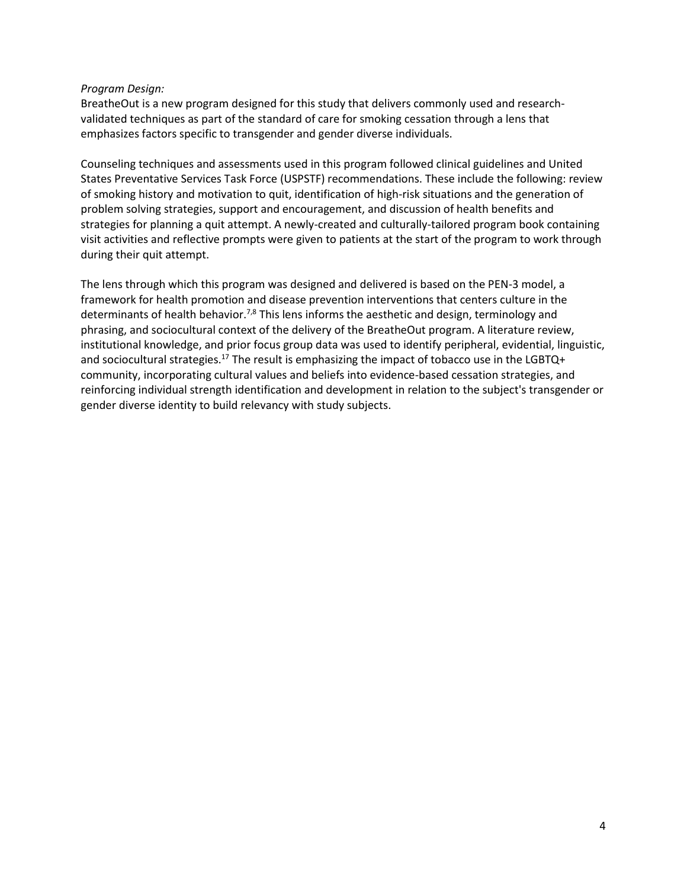*Program Design:*

BreatheOut is a new program designed for this study that delivers commonly used and research-validated techniques as part of the standard of care for smoking cessation through a lens that emphasizes factors specific to transgender and gender diverse individuals.

Counseling techniques and assessments used in this program followed clinical guidelines and United States Preventative Services Task Force (USPSTF) recommendations. These include the following: review of smoking history and motivation to quit, identification of high-risk situations and the generation of problem solving strategies, support and encouragement, and discussion of health benefits and strategies for planning a quit attempt. A newly-created and culturally-tailored program book containing visit activities and reflective prompts were given to patients at the start of the program to work through during their quit attempt.

The lens through which this program was designed and delivered is based on the PEN-3 model, a framework for health promotion and disease prevention interventions that centers culture in the determinants of health behavior.[7,8] This lens informs the aesthetic and design, terminology and phrasing, and sociocultural context of the delivery of the BreatheOut program. A literature review, institutional knowledge, and prior focus group data was used to identify peripheral, evidential, linguistic, and sociocultural strategies.[17] The result is emphasizing the impact of tobacco use in the LGBTQ+ community, incorporating cultural values and beliefs into evidence-based cessation strategies, and reinforcing individual strength identification and development in relation to the subject's transgender or gender diverse identity to build relevancy with study subjects.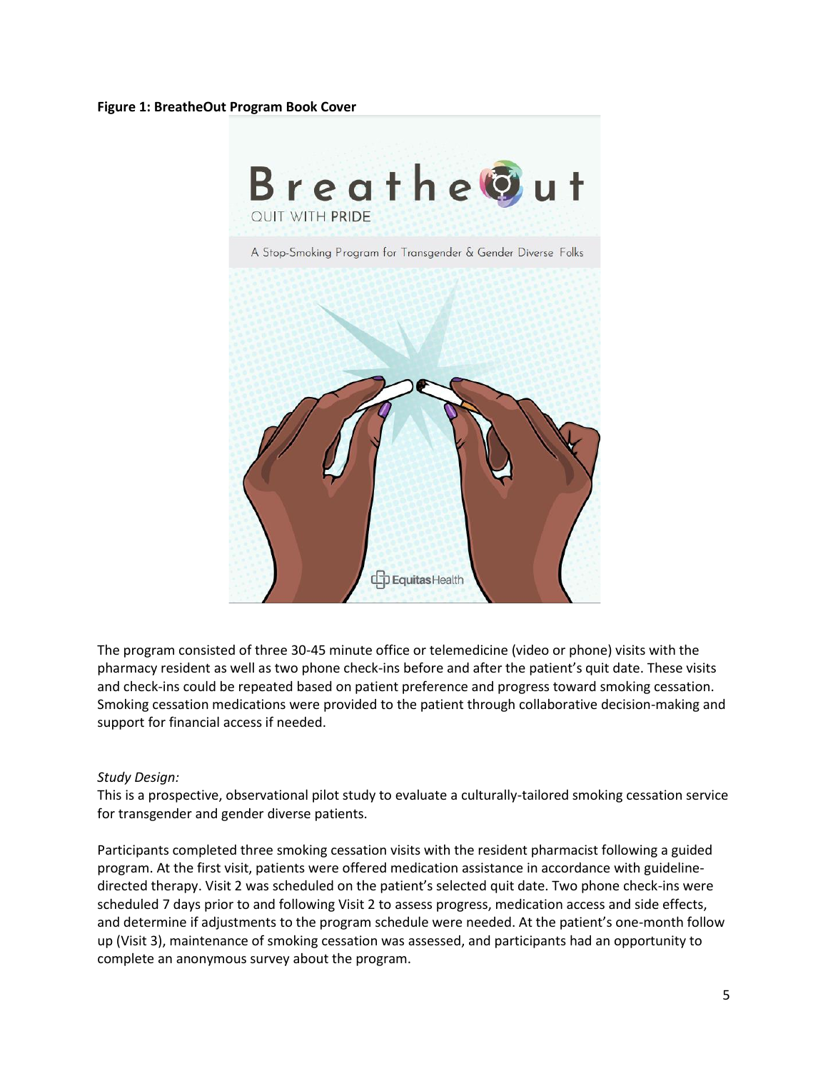**Figure 1: BreatheOut Program Book Cover**

The program consisted of three 30-45 minute office or telemedicine (video or phone) visits with the pharmacy resident as well as two phone check-ins before and after the patient's quit date. These visits and check-ins could be repeated based on patient preference and progress toward smoking cessation. Smoking cessation medications were provided to the patient through collaborative decision-making and support for financial access if needed.

*Study Design:*

This is a prospective, observational pilot study to evaluate a culturally-tailored smoking cessation service for transgender and gender diverse patients.

Participants completed three smoking cessation visits with the resident pharmacist following a guided program. At the first visit, patients were offered medication assistance in accordance with guideline-directed therapy. Visit 2 was scheduled on the patient's selected quit date. Two phone check-ins were scheduled 7 days prior to and following Visit 2 to assess progress, medication access and side effects, and determine if adjustments to the program schedule were needed. At the patient's one-month follow up (Visit 3), maintenance of smoking cessation was assessed, and participants had an opportunity to complete an anonymous survey about the program.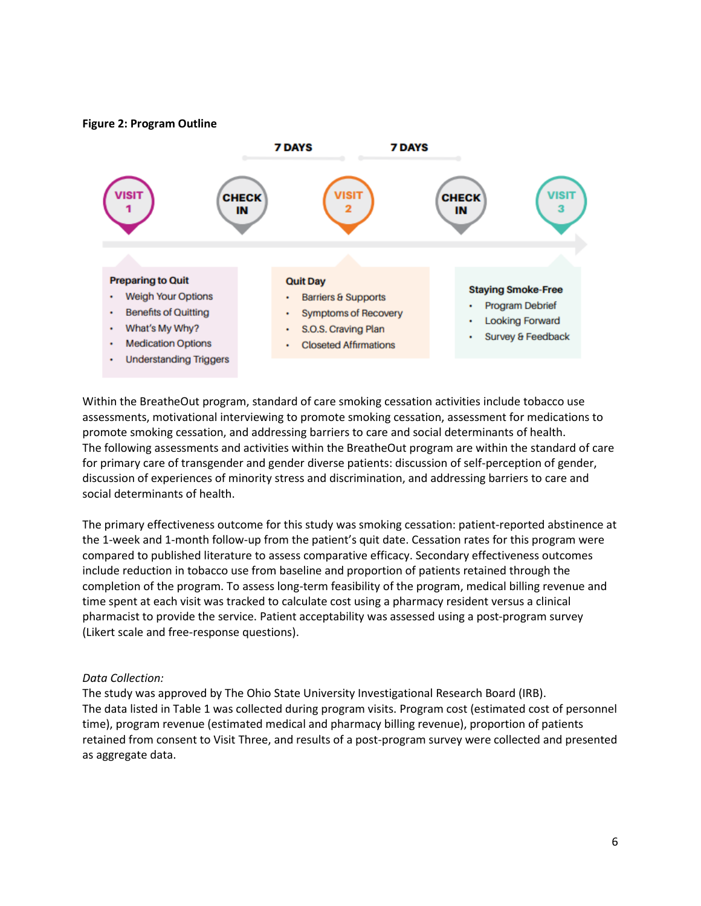**Figure 2: Program Outline**

7 DAYS 7 DAYS

VISIT 1 — CHECK IN — VISIT 2 — CHECK IN — VISIT 3

**Preparing to Quit**
- Weigh Your Options
- Benefits of Quitting
- What's My Why?
- Medication Options
- Understanding Triggers

**Quit Day**
- Barriers & Supports
- Symptoms of Recovery
- S.O.S. Craving Plan
- Closeted Affirmations

**Staying Smoke-Free**
- Program Debrief
- Looking Forward
- Survey & Feedback

Within the BreatheOut program, standard of care smoking cessation activities include tobacco use assessments, motivational interviewing to promote smoking cessation, assessment for medications to promote smoking cessation, and addressing barriers to care and social determinants of health. The following assessments and activities within the BreatheOut program are within the standard of care for primary care of transgender and gender diverse patients: discussion of self-perception of gender, discussion of experiences of minority stress and discrimination, and addressing barriers to care and social determinants of health.

The primary effectiveness outcome for this study was smoking cessation: patient-reported abstinence at the 1-week and 1-month follow-up from the patient's quit date. Cessation rates for this program were compared to published literature to assess comparative efficacy. Secondary effectiveness outcomes include reduction in tobacco use from baseline and proportion of patients retained through the completion of the program. To assess long-term feasibility of the program, medical billing revenue and time spent at each visit was tracked to calculate cost using a pharmacy resident versus a clinical pharmacist to provide the service. Patient acceptability was assessed using a post-program survey (Likert scale and free-response questions).

*Data Collection:*

The study was approved by The Ohio State University Investigational Research Board (IRB). The data listed in Table 1 was collected during program visits. Program cost (estimated cost of personnel time), program revenue (estimated medical and pharmacy billing revenue), proportion of patients retained from consent to Visit Three, and results of a post-program survey were collected and presented as aggregate data.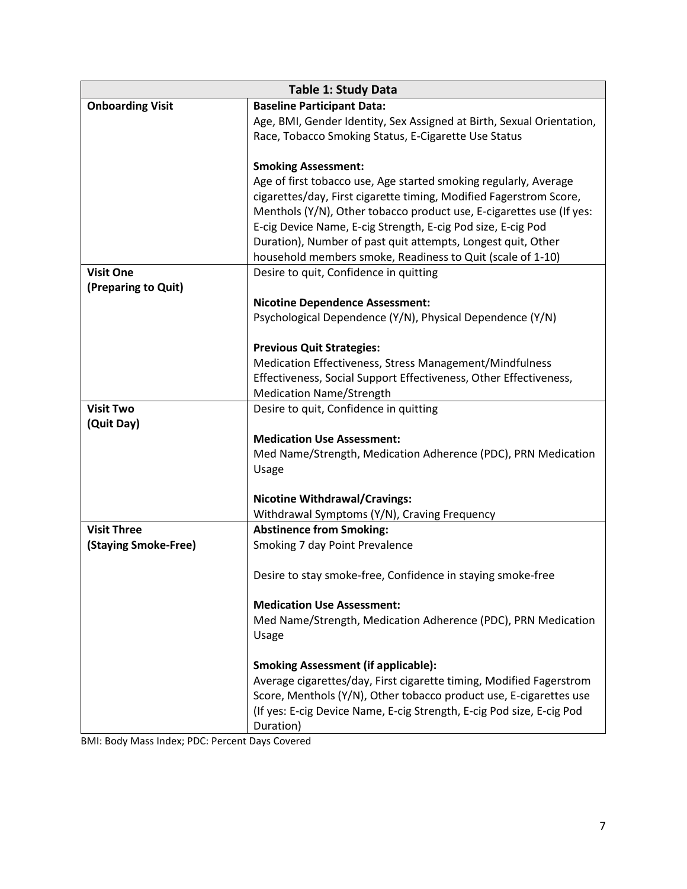| Table 1: Study Data | |
|---|---|
| **Onboarding Visit** | **Baseline Participant Data:**<br>Age, BMI, Gender Identity, Sex Assigned at Birth, Sexual Orientation, Race, Tobacco Smoking Status, E-Cigarette Use Status<br><br>**Smoking Assessment:**<br>Age of first tobacco use, Age started smoking regularly, Average cigarettes/day, First cigarette timing, Modified Fagerstrom Score, Menthols (Y/N), Other tobacco product use, E-cigarettes use (If yes: E-cig Device Name, E-cig Strength, E-cig Pod size, E-cig Pod Duration), Number of past quit attempts, Longest quit, Other household members smoke, Readiness to Quit (scale of 1-10) |
| **Visit One (Preparing to Quit)** | Desire to quit, Confidence in quitting<br><br>**Nicotine Dependence Assessment:**<br>Psychological Dependence (Y/N), Physical Dependence (Y/N)<br><br>**Previous Quit Strategies:**<br>Medication Effectiveness, Stress Management/Mindfulness Effectiveness, Social Support Effectiveness, Other Effectiveness, Medication Name/Strength |
| **Visit Two (Quit Day)** | Desire to quit, Confidence in quitting<br><br>**Medication Use Assessment:**<br>Med Name/Strength, Medication Adherence (PDC), PRN Medication Usage<br><br>**Nicotine Withdrawal/Cravings:**<br>Withdrawal Symptoms (Y/N), Craving Frequency |
| **Visit Three (Staying Smoke-Free)** | **Abstinence from Smoking:**<br>Smoking 7 day Point Prevalence<br><br>Desire to stay smoke-free, Confidence in staying smoke-free<br><br>**Medication Use Assessment:**<br>Med Name/Strength, Medication Adherence (PDC), PRN Medication Usage<br><br>**Smoking Assessment (if applicable):**<br>Average cigarettes/day, First cigarette timing, Modified Fagerstrom Score, Menthols (Y/N), Other tobacco product use, E-cigarettes use (If yes: E-cig Device Name, E-cig Strength, E-cig Pod size, E-cig Pod Duration) |

BMI: Body Mass Index; PDC: Percent Days Covered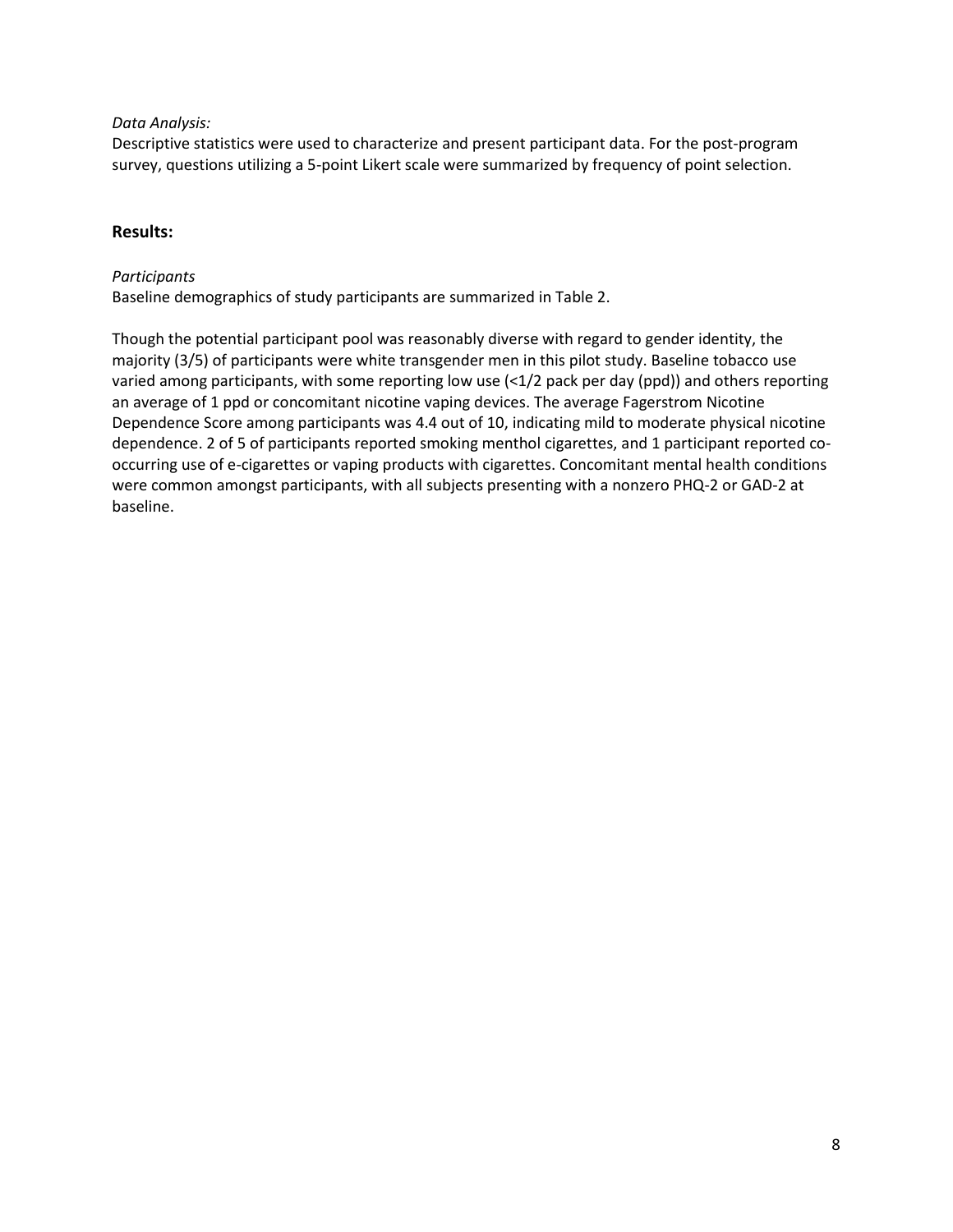*Data Analysis:*

Descriptive statistics were used to characterize and present participant data. For the post-program survey, questions utilizing a 5-point Likert scale were summarized by frequency of point selection.

## Results:

*Participants*

Baseline demographics of study participants are summarized in Table 2.

Though the potential participant pool was reasonably diverse with regard to gender identity, the majority (3/5) of participants were white transgender men in this pilot study. Baseline tobacco use varied among participants, with some reporting low use (<1/2 pack per day (ppd)) and others reporting an average of 1 ppd or concomitant nicotine vaping devices. The average Fagerstrom Nicotine Dependence Score among participants was 4.4 out of 10, indicating mild to moderate physical nicotine dependence. 2 of 5 of participants reported smoking menthol cigarettes, and 1 participant reported co-occurring use of e-cigarettes or vaping products with cigarettes. Concomitant mental health conditions were common amongst participants, with all subjects presenting with a nonzero PHQ-2 or GAD-2 at baseline.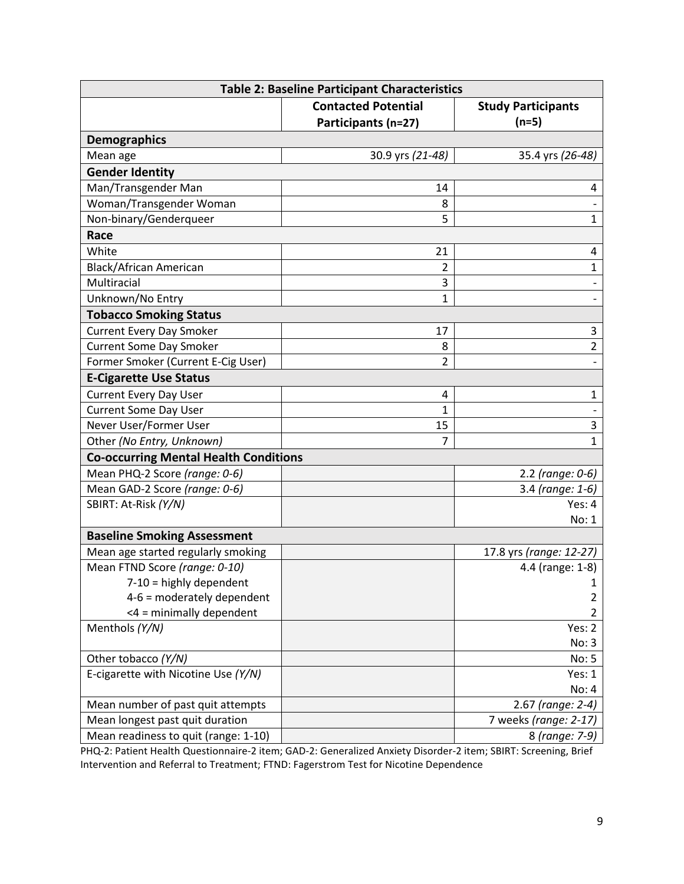| Table 2: Baseline Participant Characteristics | | |
|---|---|---|
| | **Contacted Potential Participants (n=27)** | **Study Participants (n=5)** |
| **Demographics** | | |
| Mean age | 30.9 yrs *(21-48)* | 35.4 yrs *(26-48)* |
| **Gender Identity** | | |
| Man/Transgender Man | 14 | 4 |
| Woman/Transgender Woman | 8 | - |
| Non-binary/Genderqueer | 5 | 1 |
| **Race** | | |
| White | 21 | 4 |
| Black/African American | 2 | 1 |
| Multiracial | 3 | - |
| Unknown/No Entry | 1 | - |
| **Tobacco Smoking Status** | | |
| Current Every Day Smoker | 17 | 3 |
| Current Some Day Smoker | 8 | 2 |
| Former Smoker (Current E-Cig User) | 2 | - |
| **E-Cigarette Use Status** | | |
| Current Every Day User | 4 | 1 |
| Current Some Day User | 1 | - |
| Never User/Former User | 15 | 3 |
| Other *(No Entry, Unknown)* | 7 | 1 |
| **Co-occurring Mental Health Conditions** | | |
| Mean PHQ-2 Score *(range: 0-6)* | | 2.2 *(range: 0-6)* |
| Mean GAD-2 Score *(range: 0-6)* | | 3.4 *(range: 1-6)* |
| SBIRT: At-Risk *(Y/N)* | | Yes: 4<br>No: 1 |
| **Baseline Smoking Assessment** | | |
| Mean age started regularly smoking | | 17.8 yrs *(range: 12-27)* |
| Mean FTND Score *(range: 0-10)* | | 4.4 (range: 1-8) |
| 7-10 = highly dependent | | 1 |
| 4-6 = moderately dependent | | 2 |
| <4 = minimally dependent | | 2 |
| Menthols *(Y/N)* | | Yes: 2<br>No: 3 |
| Other tobacco *(Y/N)* | | No: 5 |
| E-cigarette with Nicotine Use *(Y/N)* | | Yes: 1<br>No: 4 |
| Mean number of past quit attempts | | 2.67 *(range: 2-4)* |
| Mean longest past quit duration | | 7 weeks *(range: 2-17)* |
| Mean readiness to quit (range: 1-10) | | 8 *(range: 7-9)* |

PHQ-2: Patient Health Questionnaire-2 item; GAD-2: Generalized Anxiety Disorder-2 item; SBIRT: Screening, Brief Intervention and Referral to Treatment; FTND: Fagerstrom Test for Nicotine Dependence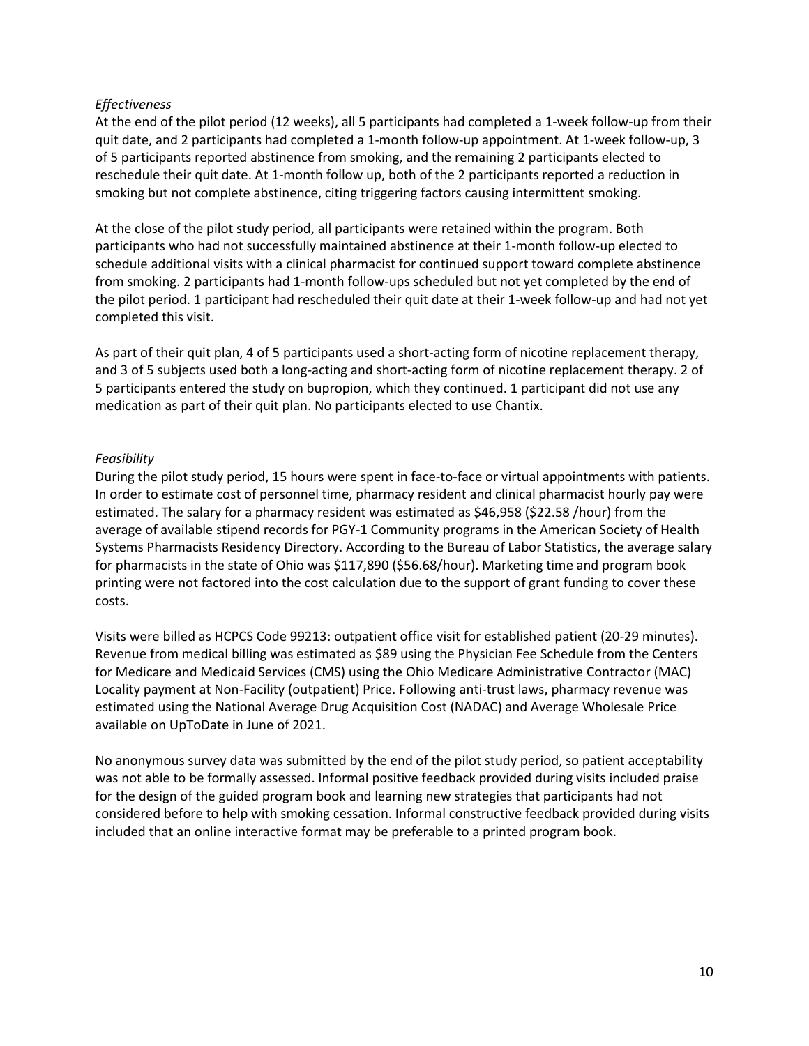*Effectiveness*

At the end of the pilot period (12 weeks), all 5 participants had completed a 1-week follow-up from their quit date, and 2 participants had completed a 1-month follow-up appointment. At 1-week follow-up, 3 of 5 participants reported abstinence from smoking, and the remaining 2 participants elected to reschedule their quit date. At 1-month follow up, both of the 2 participants reported a reduction in smoking but not complete abstinence, citing triggering factors causing intermittent smoking.

At the close of the pilot study period, all participants were retained within the program. Both participants who had not successfully maintained abstinence at their 1-month follow-up elected to schedule additional visits with a clinical pharmacist for continued support toward complete abstinence from smoking. 2 participants had 1-month follow-ups scheduled but not yet completed by the end of the pilot period. 1 participant had rescheduled their quit date at their 1-week follow-up and had not yet completed this visit.

As part of their quit plan, 4 of 5 participants used a short-acting form of nicotine replacement therapy, and 3 of 5 subjects used both a long-acting and short-acting form of nicotine replacement therapy. 2 of 5 participants entered the study on bupropion, which they continued. 1 participant did not use any medication as part of their quit plan. No participants elected to use Chantix.

*Feasibility*

During the pilot study period, 15 hours were spent in face-to-face or virtual appointments with patients. In order to estimate cost of personnel time, pharmacy resident and clinical pharmacist hourly pay were estimated. The salary for a pharmacy resident was estimated as $46,958 ($22.58 /hour) from the average of available stipend records for PGY-1 Community programs in the American Society of Health Systems Pharmacists Residency Directory. According to the Bureau of Labor Statistics, the average salary for pharmacists in the state of Ohio was $117,890 ($56.68/hour). Marketing time and program book printing were not factored into the cost calculation due to the support of grant funding to cover these costs.

Visits were billed as HCPCS Code 99213: outpatient office visit for established patient (20-29 minutes). Revenue from medical billing was estimated as $89 using the Physician Fee Schedule from the Centers for Medicare and Medicaid Services (CMS) using the Ohio Medicare Administrative Contractor (MAC) Locality payment at Non-Facility (outpatient) Price. Following anti-trust laws, pharmacy revenue was estimated using the National Average Drug Acquisition Cost (NADAC) and Average Wholesale Price available on UpToDate in June of 2021.

No anonymous survey data was submitted by the end of the pilot study period, so patient acceptability was not able to be formally assessed. Informal positive feedback provided during visits included praise for the design of the guided program book and learning new strategies that participants had not considered before to help with smoking cessation. Informal constructive feedback provided during visits included that an online interactive format may be preferable to a printed program book.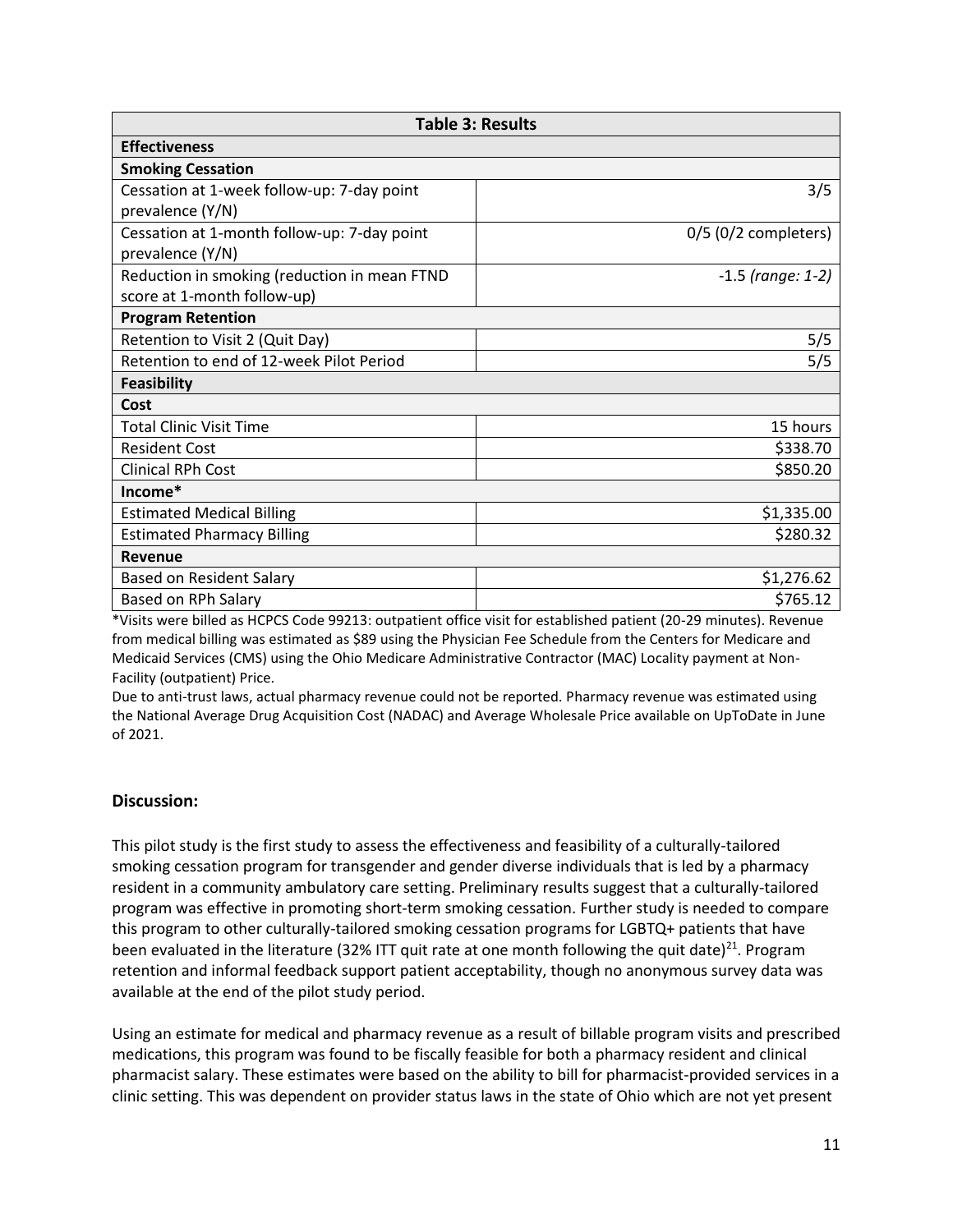| Table 3: Results | |
|---|---|
| **Effectiveness** | |
| **Smoking Cessation** | |
| Cessation at 1-week follow-up: 7-day point prevalence (Y/N) | 3/5 |
| Cessation at 1-month follow-up: 7-day point prevalence (Y/N) | 0/5 (0/2 completers) |
| Reduction in smoking (reduction in mean FTND score at 1-month follow-up) | -1.5 *(range: 1-2)* |
| **Program Retention** | |
| Retention to Visit 2 (Quit Day) | 5/5 |
| Retention to end of 12-week Pilot Period | 5/5 |
| **Feasibility** | |
| **Cost** | |
| Total Clinic Visit Time | 15 hours |
| Resident Cost | $338.70 |
| Clinical RPh Cost | $850.20 |
| **Income*** | |
| Estimated Medical Billing | $1,335.00 |
| Estimated Pharmacy Billing | $280.32 |
| **Revenue** | |
| Based on Resident Salary | $1,276.62 |
| Based on RPh Salary | $765.12 |

*Visits were billed as HCPCS Code 99213: outpatient office visit for established patient (20-29 minutes). Revenue from medical billing was estimated as $89 using the Physician Fee Schedule from the Centers for Medicare and Medicaid Services (CMS) using the Ohio Medicare Administrative Contractor (MAC) Locality payment at Non-Facility (outpatient) Price.

Due to anti-trust laws, actual pharmacy revenue could not be reported. Pharmacy revenue was estimated using the National Average Drug Acquisition Cost (NADAC) and Average Wholesale Price available on UpToDate in June of 2021.

## Discussion:

This pilot study is the first study to assess the effectiveness and feasibility of a culturally-tailored smoking cessation program for transgender and gender diverse individuals that is led by a pharmacy resident in a community ambulatory care setting. Preliminary results suggest that a culturally-tailored program was effective in promoting short-term smoking cessation. Further study is needed to compare this program to other culturally-tailored smoking cessation programs for LGBTQ+ patients that have been evaluated in the literature (32% ITT quit rate at one month following the quit date)[21]. Program retention and informal feedback support patient acceptability, though no anonymous survey data was available at the end of the pilot study period.

Using an estimate for medical and pharmacy revenue as a result of billable program visits and prescribed medications, this program was found to be fiscally feasible for both a pharmacy resident and clinical pharmacist salary. These estimates were based on the ability to bill for pharmacist-provided services in a clinic setting. This was dependent on provider status laws in the state of Ohio which are not yet present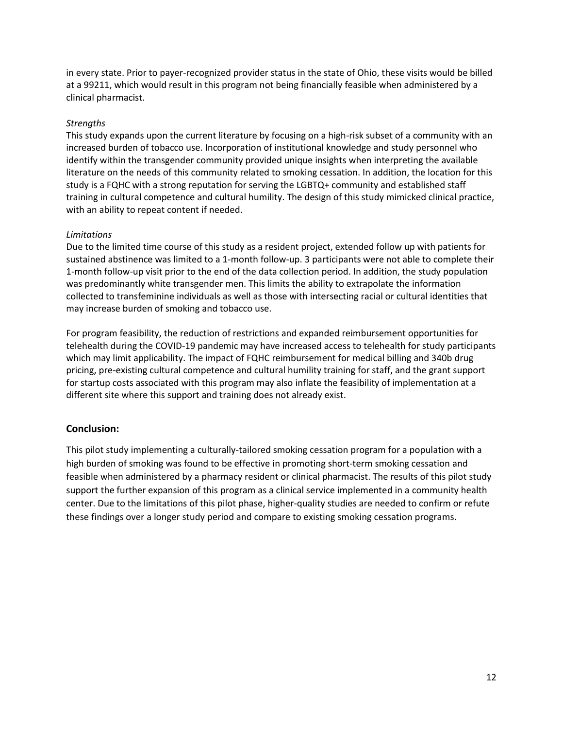in every state. Prior to payer-recognized provider status in the state of Ohio, these visits would be billed at a 99211, which would result in this program not being financially feasible when administered by a clinical pharmacist.

*Strengths*

This study expands upon the current literature by focusing on a high-risk subset of a community with an increased burden of tobacco use. Incorporation of institutional knowledge and study personnel who identify within the transgender community provided unique insights when interpreting the available literature on the needs of this community related to smoking cessation. In addition, the location for this study is a FQHC with a strong reputation for serving the LGBTQ+ community and established staff training in cultural competence and cultural humility. The design of this study mimicked clinical practice, with an ability to repeat content if needed.

*Limitations*

Due to the limited time course of this study as a resident project, extended follow up with patients for sustained abstinence was limited to a 1-month follow-up. 3 participants were not able to complete their 1-month follow-up visit prior to the end of the data collection period. In addition, the study population was predominantly white transgender men. This limits the ability to extrapolate the information collected to transfeminine individuals as well as those with intersecting racial or cultural identities that may increase burden of smoking and tobacco use.

For program feasibility, the reduction of restrictions and expanded reimbursement opportunities for telehealth during the COVID-19 pandemic may have increased access to telehealth for study participants which may limit applicability. The impact of FQHC reimbursement for medical billing and 340b drug pricing, pre-existing cultural competence and cultural humility training for staff, and the grant support for startup costs associated with this program may also inflate the feasibility of implementation at a different site where this support and training does not already exist.

## Conclusion:

This pilot study implementing a culturally-tailored smoking cessation program for a population with a high burden of smoking was found to be effective in promoting short-term smoking cessation and feasible when administered by a pharmacy resident or clinical pharmacist. The results of this pilot study support the further expansion of this program as a clinical service implemented in a community health center. Due to the limitations of this pilot phase, higher-quality studies are needed to confirm or refute these findings over a longer study period and compare to existing smoking cessation programs.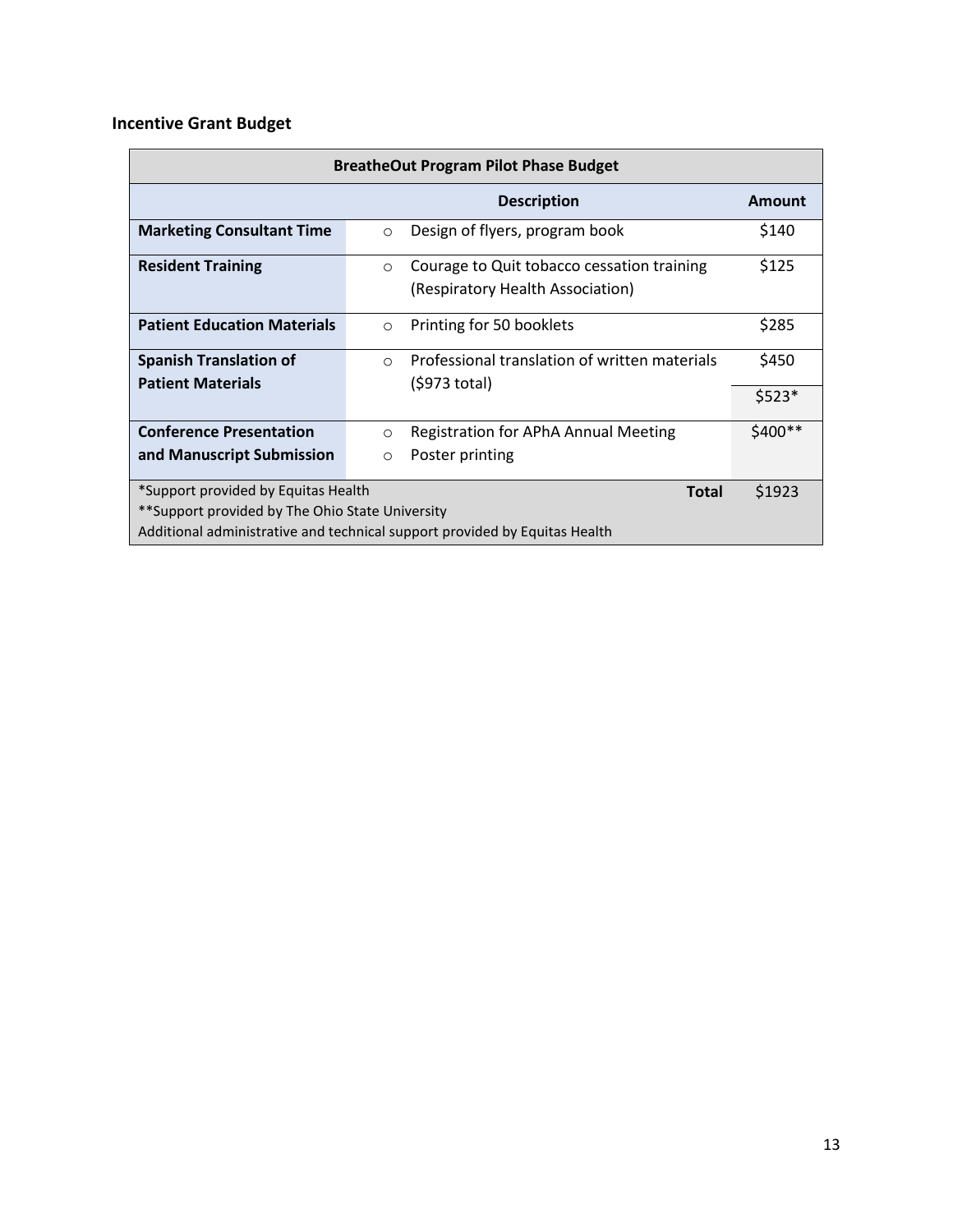## Incentive Grant Budget

| BreatheOut Program Pilot Phase Budget | | |
|---|---|---|
| | **Description** | **Amount** |
| **Marketing Consultant Time** | ○ Design of flyers, program book | $140 |
| **Resident Training** | ○ Courage to Quit tobacco cessation training (Respiratory Health Association) | $125 |
| **Patient Education Materials** | ○ Printing for 50 booklets | $285 |
| **Spanish Translation of Patient Materials** | ○ Professional translation of written materials ($973 total) | $450 |
| | | $523* |
| **Conference Presentation and Manuscript Submission** | ○ Registration for APhA Annual Meeting<br>○ Poster printing | $400** |
| *Support provided by Equitas Health<br>**Support provided by The Ohio State University<br>Additional administrative and technical support provided by Equitas Health | **Total** | $1923 |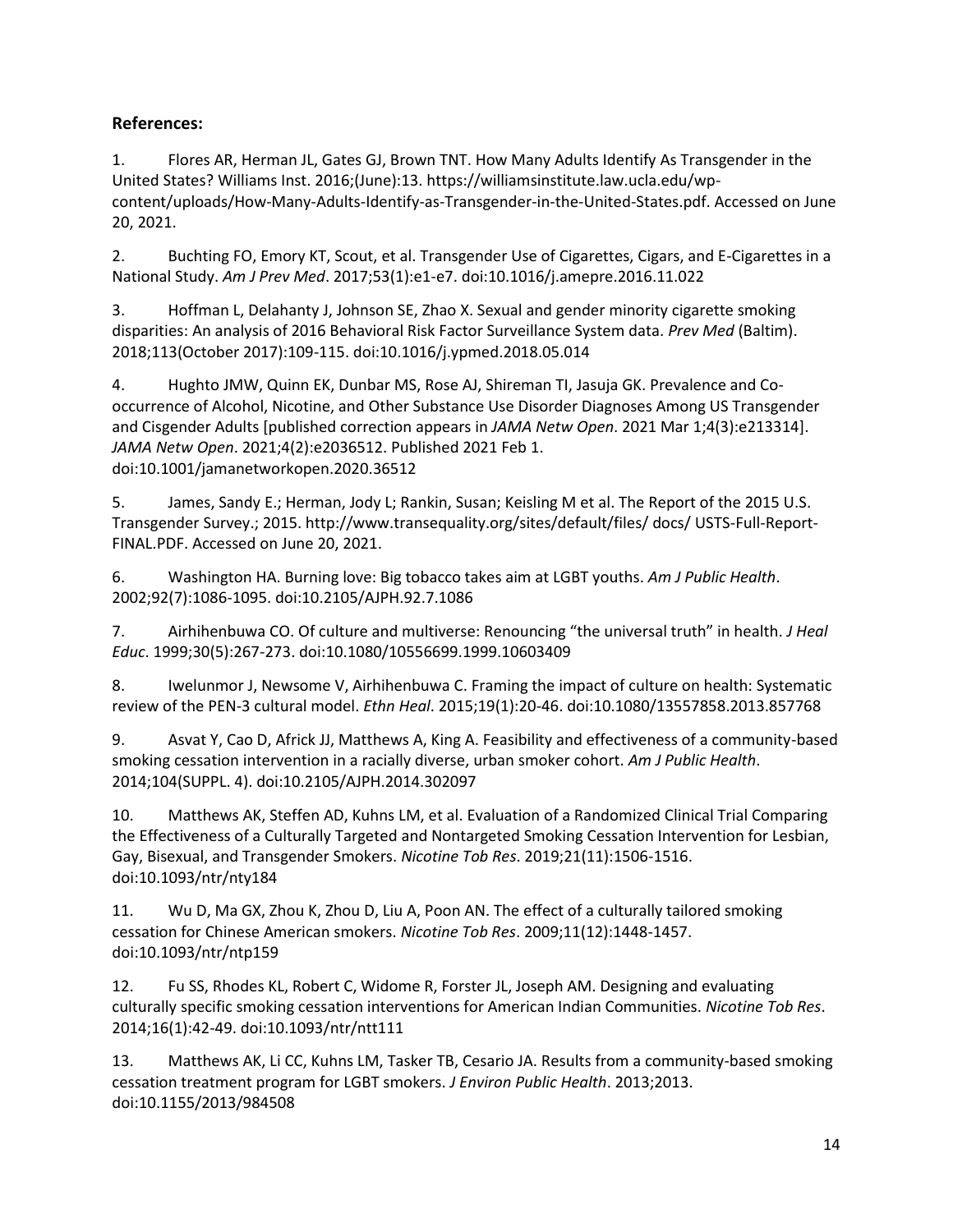**References:**

1. Flores AR, Herman JL, Gates GJ, Brown TNT. How Many Adults Identify As Transgender in the United States? Williams Inst. 2016;(June):13. https://williamsinstitute.law.ucla.edu/wp-content/uploads/How-Many-Adults-Identify-as-Transgender-in-the-United-States.pdf. Accessed on June 20, 2021.

2. Buchting FO, Emory KT, Scout, et al. Transgender Use of Cigarettes, Cigars, and E-Cigarettes in a National Study. *Am J Prev Med*. 2017;53(1):e1-e7. doi:10.1016/j.amepre.2016.11.022

3. Hoffman L, Delahanty J, Johnson SE, Zhao X. Sexual and gender minority cigarette smoking disparities: An analysis of 2016 Behavioral Risk Factor Surveillance System data. *Prev Med* (Baltim). 2018;113(October 2017):109-115. doi:10.1016/j.ypmed.2018.05.014

4. Hughto JMW, Quinn EK, Dunbar MS, Rose AJ, Shireman TI, Jasuja GK. Prevalence and Co-occurrence of Alcohol, Nicotine, and Other Substance Use Disorder Diagnoses Among US Transgender and Cisgender Adults [published correction appears in *JAMA Netw Open*. 2021 Mar 1;4(3):e213314]. *JAMA Netw Open*. 2021;4(2):e2036512. Published 2021 Feb 1. doi:10.1001/jamanetworkopen.2020.36512

5. James, Sandy E.; Herman, Jody L; Rankin, Susan; Keisling M et al. The Report of the 2015 U.S. Transgender Survey.; 2015. http://www.transequality.org/sites/default/files/ docs/ USTS-Full-Report-FINAL.PDF. Accessed on June 20, 2021.

6. Washington HA. Burning love: Big tobacco takes aim at LGBT youths. *Am J Public Health*. 2002;92(7):1086-1095. doi:10.2105/AJPH.92.7.1086

7. Airhihenbuwa CO. Of culture and multiverse: Renouncing "the universal truth" in health. *J Heal Educ*. 1999;30(5):267-273. doi:10.1080/10556699.1999.10603409

8. Iwelunmor J, Newsome V, Airhihenbuwa C. Framing the impact of culture on health: Systematic review of the PEN-3 cultural model. *Ethn Heal*. 2015;19(1):20-46. doi:10.1080/13557858.2013.857768

9. Asvat Y, Cao D, Africk JJ, Matthews A, King A. Feasibility and effectiveness of a community-based smoking cessation intervention in a racially diverse, urban smoker cohort. *Am J Public Health*. 2014;104(SUPPL. 4). doi:10.2105/AJPH.2014.302097

10. Matthews AK, Steffen AD, Kuhns LM, et al. Evaluation of a Randomized Clinical Trial Comparing the Effectiveness of a Culturally Targeted and Nontargeted Smoking Cessation Intervention for Lesbian, Gay, Bisexual, and Transgender Smokers. *Nicotine Tob Res*. 2019;21(11):1506-1516. doi:10.1093/ntr/nty184

11. Wu D, Ma GX, Zhou K, Zhou D, Liu A, Poon AN. The effect of a culturally tailored smoking cessation for Chinese American smokers. *Nicotine Tob Res*. 2009;11(12):1448-1457. doi:10.1093/ntr/ntp159

12. Fu SS, Rhodes KL, Robert C, Widome R, Forster JL, Joseph AM. Designing and evaluating culturally specific smoking cessation interventions for American Indian Communities. *Nicotine Tob Res*. 2014;16(1):42-49. doi:10.1093/ntr/ntt111

13. Matthews AK, Li CC, Kuhns LM, Tasker TB, Cesario JA. Results from a community-based smoking cessation treatment program for LGBT smokers. *J Environ Public Health*. 2013;2013. doi:10.1155/2013/984508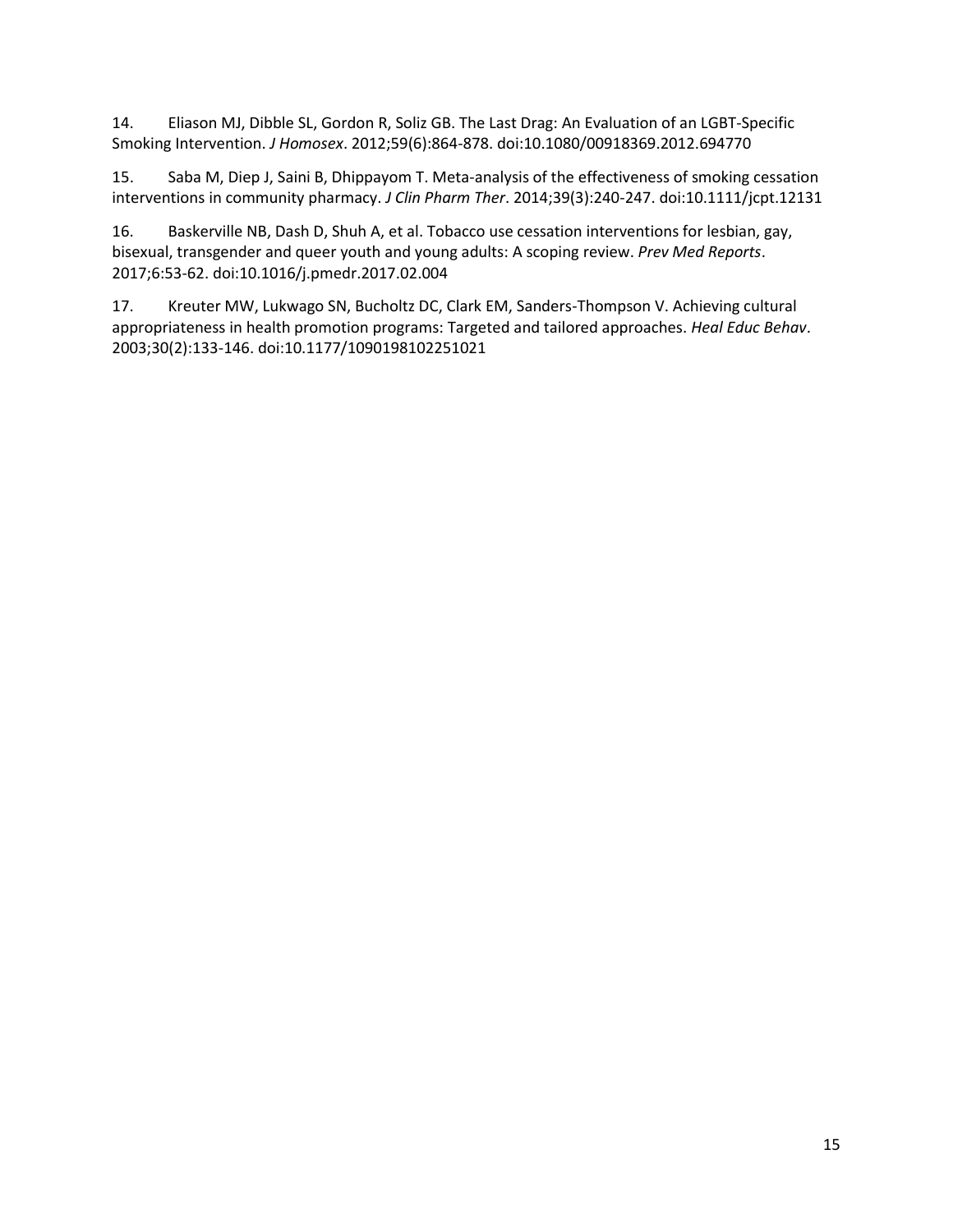14. Eliason MJ, Dibble SL, Gordon R, Soliz GB. The Last Drag: An Evaluation of an LGBT-Specific Smoking Intervention. *J Homosex*. 2012;59(6):864-878. doi:10.1080/00918369.2012.694770

15. Saba M, Diep J, Saini B, Dhippayom T. Meta-analysis of the effectiveness of smoking cessation interventions in community pharmacy. *J Clin Pharm Ther*. 2014;39(3):240-247. doi:10.1111/jcpt.12131

16. Baskerville NB, Dash D, Shuh A, et al. Tobacco use cessation interventions for lesbian, gay, bisexual, transgender and queer youth and young adults: A scoping review. *Prev Med Reports*. 2017;6:53-62. doi:10.1016/j.pmedr.2017.02.004

17. Kreuter MW, Lukwago SN, Bucholtz DC, Clark EM, Sanders-Thompson V. Achieving cultural appropriateness in health promotion programs: Targeted and tailored approaches. *Heal Educ Behav*. 2003;30(2):133-146. doi:10.1177/1090198102251021